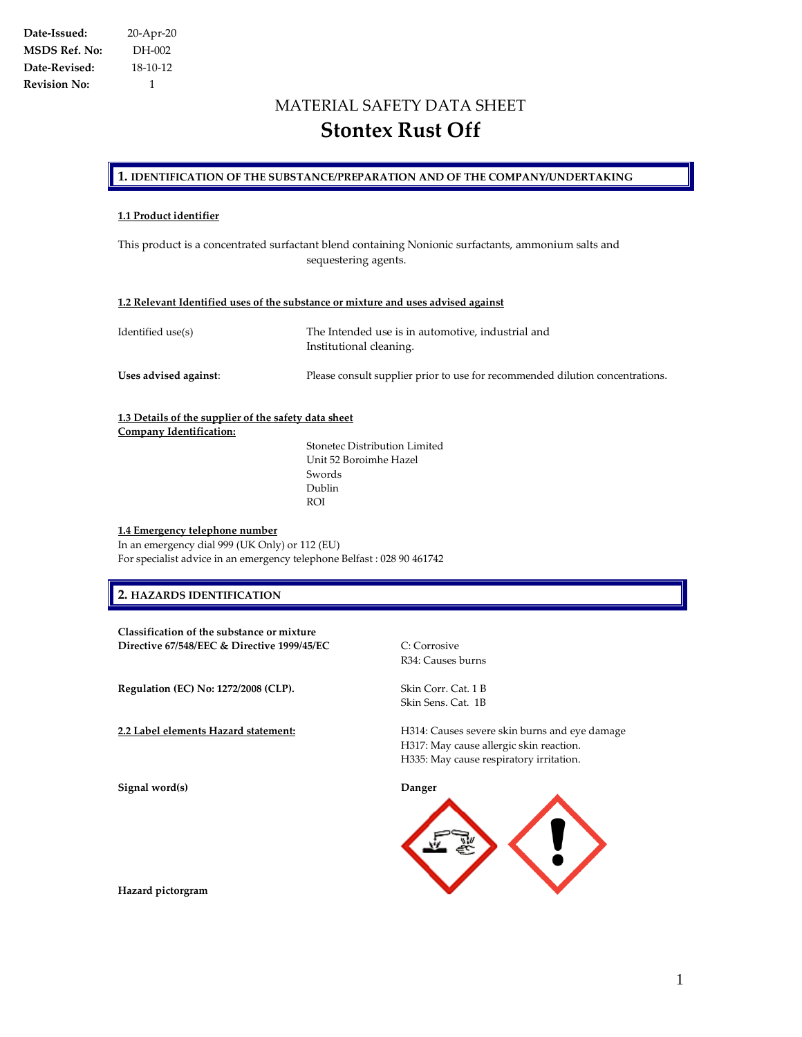| | |
|---|---|
| **Date-Issued:** | 20-Apr-20 |
| **MSDS Ref. No:** | DH-002 |
| **Date-Revised:** | 18-10-12 |
| **Revision No:** | 1 |

# MATERIAL SAFETY DATA SHEET

# Stontex Rust Off

## 1. IDENTIFICATION OF THE SUBSTANCE/PREPARATION AND OF THE COMPANY/UNDERTAKING

### 1.1 Product identifier

This product is a concentrated surfactant blend containing Nonionic surfactants, ammonium salts and sequestering agents.

### 1.2 Relevant Identified uses of the substance or mixture and uses advised against

| | |
|---|---|
| Identified use(s) | The Intended use is in automotive, industrial and Institutional cleaning. |
| **Uses advised against**: | Please consult supplier prior to use for recommended dilution concentrations. |

### 1.3 Details of the supplier of the safety data sheet

**Company Identification:**

Stonetec Distribution Limited
Unit 52 Boroimhe Hazel
Swords
Dublin
ROI

### 1.4 Emergency telephone number

In an emergency dial 999 (UK Only) or 112 (EU)
For specialist advice in an emergency telephone Belfast : 028 90 461742

## 2. HAZARDS IDENTIFICATION

| | |
|---|---|
| **Classification of the substance or mixture** **Directive 67/548/EEC & Directive 1999/45/EC** | C: Corrosive<br>R34: Causes burns |
| **Regulation (EC) No: 1272/2008 (CLP).** | Skin Corr. Cat. 1 B<br>Skin Sens. Cat. 1B |
| **2.2 Label elements Hazard statement:** | H314: Causes severe skin burns and eye damage<br>H317: May cause allergic skin reaction.<br>H335: May cause respiratory irritation. |
| **Signal word(s)** | **Danger** |
| **Hazard pictorgram** | |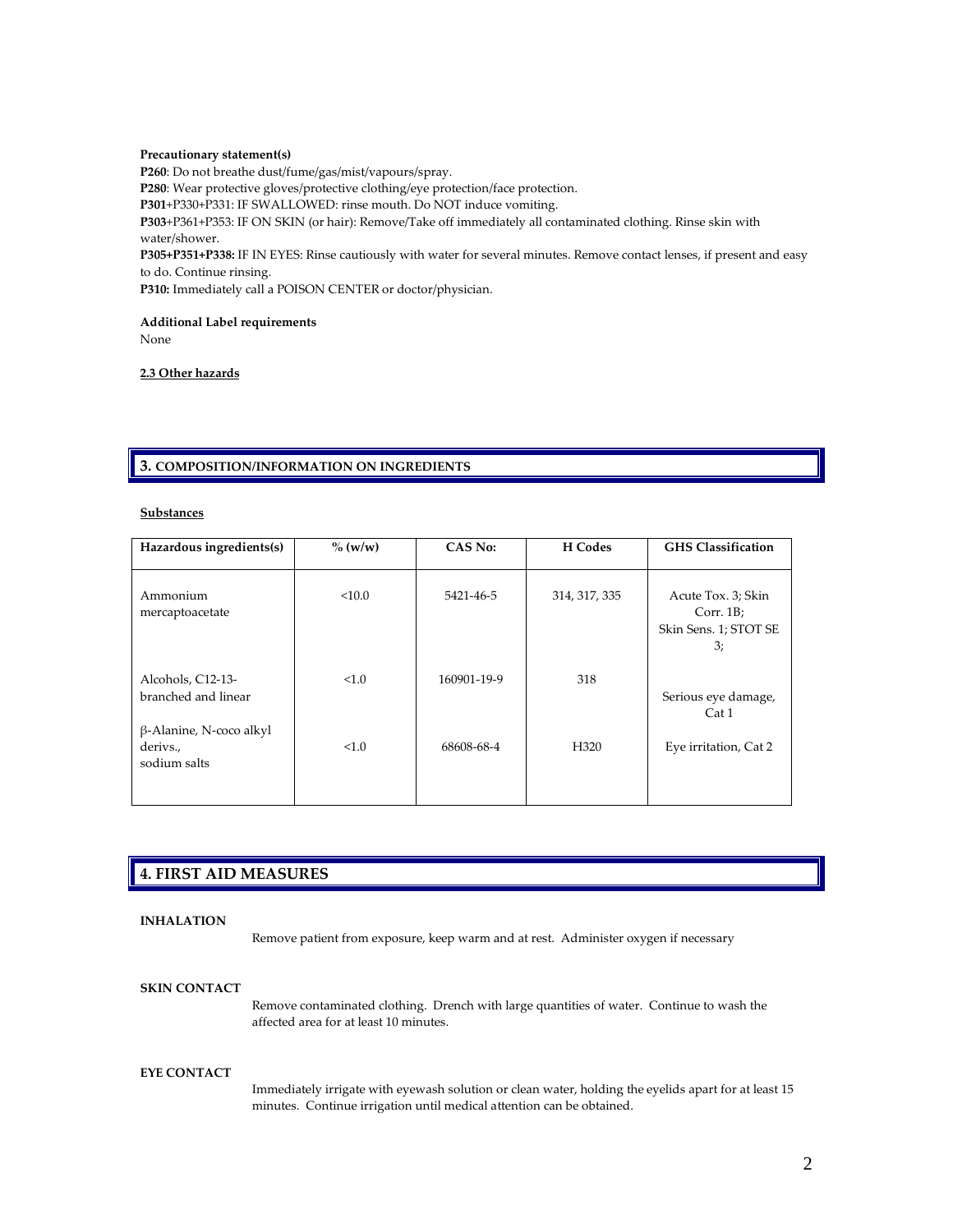**Precautionary statement(s)**

**P260**: Do not breathe dust/fume/gas/mist/vapours/spray.
**P280**: Wear protective gloves/protective clothing/eye protection/face protection.
**P301**+P330+P331: IF SWALLOWED: rinse mouth. Do NOT induce vomiting.
**P303**+P361+P353: IF ON SKIN (or hair): Remove/Take off immediately all contaminated clothing. Rinse skin with water/shower.
**P305+P351+P338:** IF IN EYES: Rinse cautiously with water for several minutes. Remove contact lenses, if present and easy to do. Continue rinsing.
**P310:** Immediately call a POISON CENTER or doctor/physician.

**Additional Label requirements**

None

**2.3 Other hazards**

## 3. COMPOSITION/INFORMATION ON INGREDIENTS

**Substances**

| Hazardous ingredients(s) | % (w/w) | CAS No: | H Codes | GHS Classification |
|---|---|---|---|---|
| Ammonium mercaptoacetate | <10.0 | 5421-46-5 | 314, 317, 335 | Acute Tox. 3; Skin Corr. 1B; Skin Sens. 1; STOT SE 3; |
| Alcohols, C12-13-branched and linear | <1.0 | 160901-19-9 | 318 | Serious eye damage, Cat 1 |
| β-Alanine, N-coco alkyl derivs., sodium salts | <1.0 | 68608-68-4 | H320 | Eye irritation, Cat 2 |

## 4. FIRST AID MEASURES

**INHALATION**

Remove patient from exposure, keep warm and at rest. Administer oxygen if necessary

**SKIN CONTACT**

Remove contaminated clothing. Drench with large quantities of water. Continue to wash the affected area for at least 10 minutes.

**EYE CONTACT**

Immediately irrigate with eyewash solution or clean water, holding the eyelids apart for at least 15 minutes. Continue irrigation until medical attention can be obtained.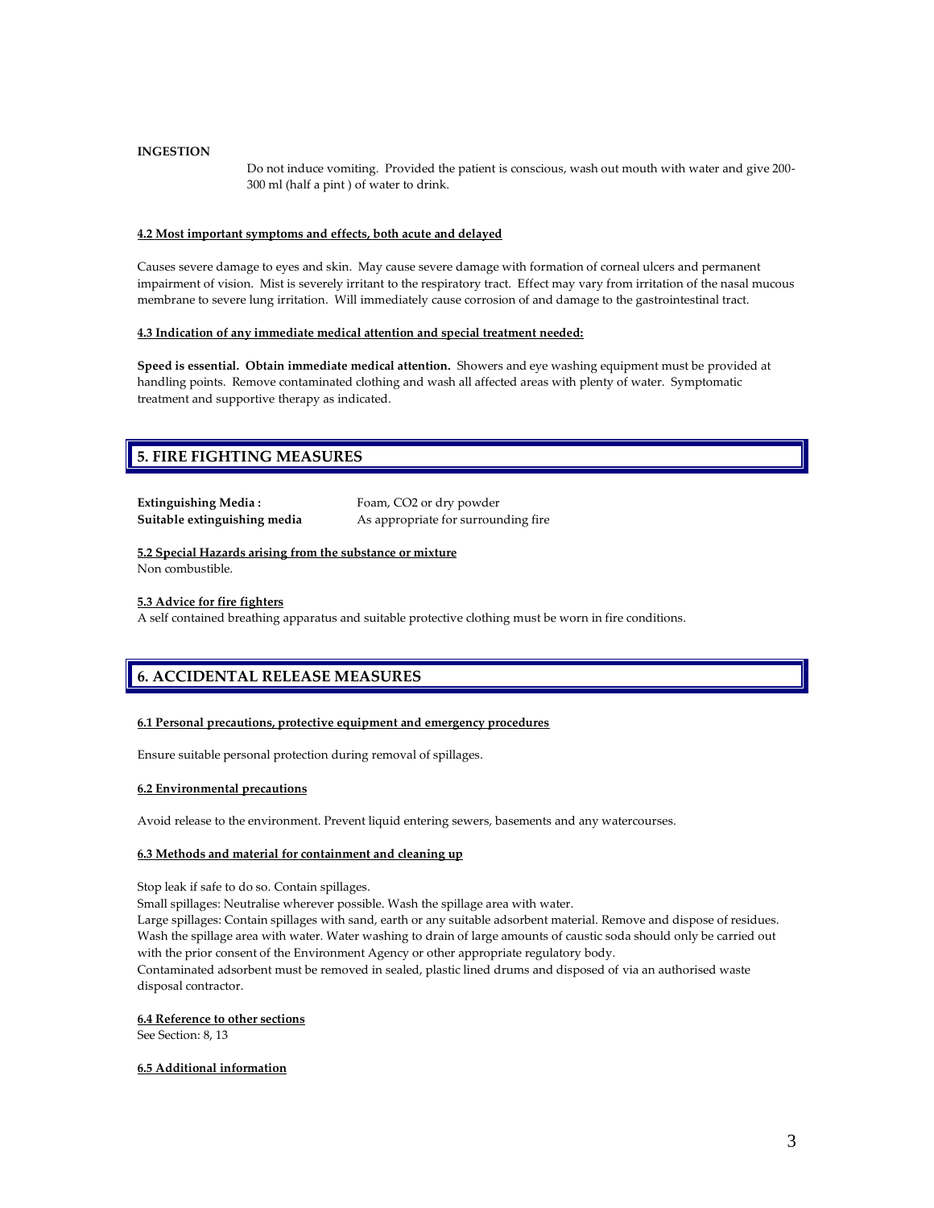**INGESTION**

Do not induce vomiting. Provided the patient is conscious, wash out mouth with water and give 200-300 ml (half a pint ) of water to drink.

**4.2 Most important symptoms and effects, both acute and delayed**

Causes severe damage to eyes and skin. May cause severe damage with formation of corneal ulcers and permanent impairment of vision. Mist is severely irritant to the respiratory tract. Effect may vary from irritation of the nasal mucous membrane to severe lung irritation. Will immediately cause corrosion of and damage to the gastrointestinal tract.

**4.3 Indication of any immediate medical attention and special treatment needed:**

**Speed is essential. Obtain immediate medical attention.** Showers and eye washing equipment must be provided at handling points. Remove contaminated clothing and wash all affected areas with plenty of water. Symptomatic treatment and supportive therapy as indicated.

## 5. FIRE FIGHTING MEASURES

**Extinguishing Media :** Foam, $CO_2$ or dry powder
**Suitable extinguishing media** As appropriate for surrounding fire

**5.2 Special Hazards arising from the substance or mixture**
Non combustible.

**5.3 Advice for fire fighters**
A self contained breathing apparatus and suitable protective clothing must be worn in fire conditions.

## 6. ACCIDENTAL RELEASE MEASURES

**6.1 Personal precautions, protective equipment and emergency procedures**

Ensure suitable personal protection during removal of spillages.

**6.2 Environmental precautions**

Avoid release to the environment. Prevent liquid entering sewers, basements and any watercourses.

**6.3 Methods and material for containment and cleaning up**

Stop leak if safe to do so. Contain spillages.
Small spillages: Neutralise wherever possible. Wash the spillage area with water.
Large spillages: Contain spillages with sand, earth or any suitable adsorbent material. Remove and dispose of residues. Wash the spillage area with water. Water washing to drain of large amounts of caustic soda should only be carried out with the prior consent of the Environment Agency or other appropriate regulatory body.
Contaminated adsorbent must be removed in sealed, plastic lined drums and disposed of via an authorised waste disposal contractor.

**6.4 Reference to other sections**
See Section: 8, 13

**6.5 Additional information**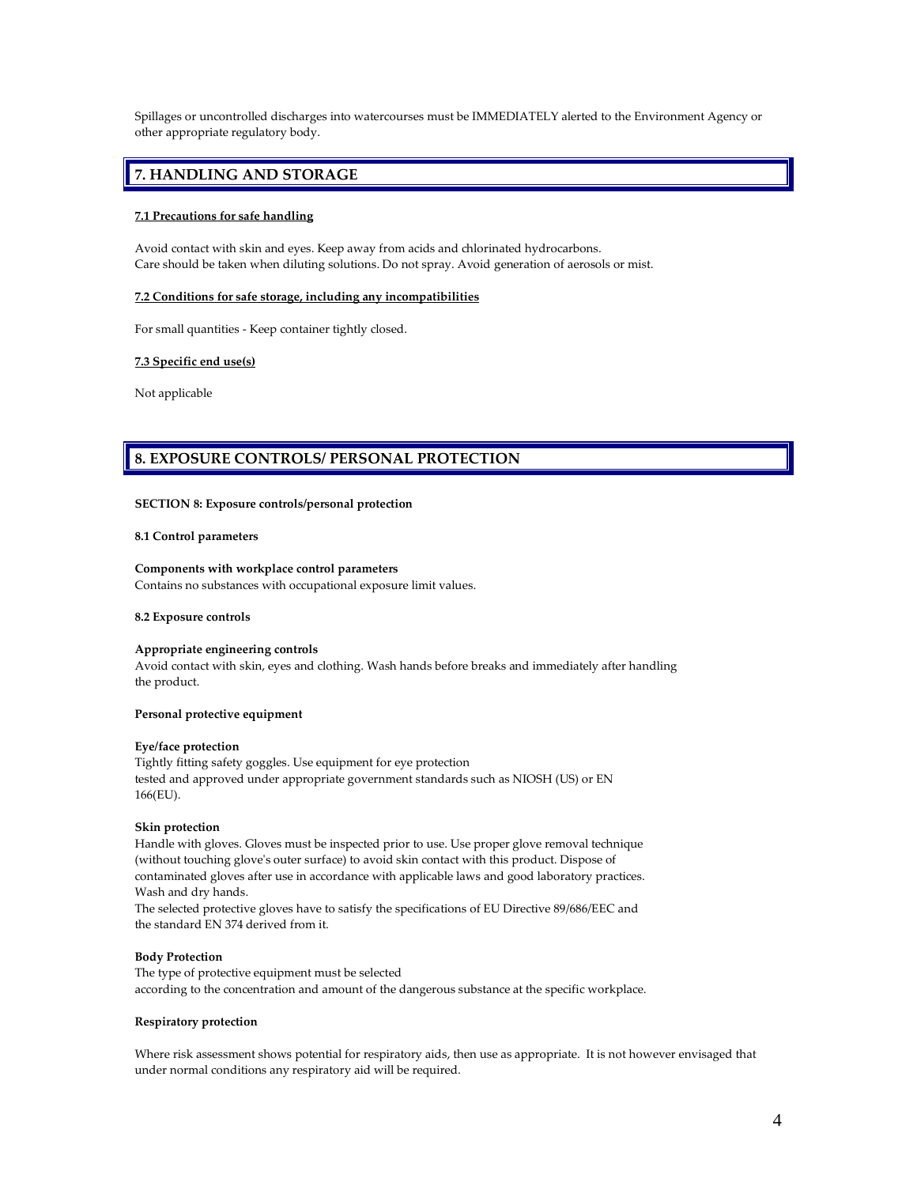Spillages or uncontrolled discharges into watercourses must be IMMEDIATELY alerted to the Environment Agency or other appropriate regulatory body.

## 7. HANDLING AND STORAGE

### 7.1 Precautions for safe handling

Avoid contact with skin and eyes. Keep away from acids and chlorinated hydrocarbons.
Care should be taken when diluting solutions. Do not spray. Avoid generation of aerosols or mist.

### 7.2 Conditions for safe storage, including any incompatibilities

For small quantities - Keep container tightly closed.

### 7.3 Specific end use(s)

Not applicable

## 8. EXPOSURE CONTROLS/ PERSONAL PROTECTION

**SECTION 8: Exposure controls/personal protection**

**8.1 Control parameters**

**Components with workplace control parameters**
Contains no substances with occupational exposure limit values.

**8.2 Exposure controls**

**Appropriate engineering controls**
Avoid contact with skin, eyes and clothing. Wash hands before breaks and immediately after handling the product.

**Personal protective equipment**

**Eye/face protection**
Tightly fitting safety goggles. Use equipment for eye protection tested and approved under appropriate government standards such as NIOSH (US) or EN 166(EU).

**Skin protection**
Handle with gloves. Gloves must be inspected prior to use. Use proper glove removal technique (without touching glove's outer surface) to avoid skin contact with this product. Dispose of contaminated gloves after use in accordance with applicable laws and good laboratory practices. Wash and dry hands.
The selected protective gloves have to satisfy the specifications of EU Directive 89/686/EEC and the standard EN 374 derived from it.

**Body Protection**
The type of protective equipment must be selected according to the concentration and amount of the dangerous substance at the specific workplace.

**Respiratory protection**

Where risk assessment shows potential for respiratory aids, then use as appropriate. It is not however envisaged that under normal conditions any respiratory aid will be required.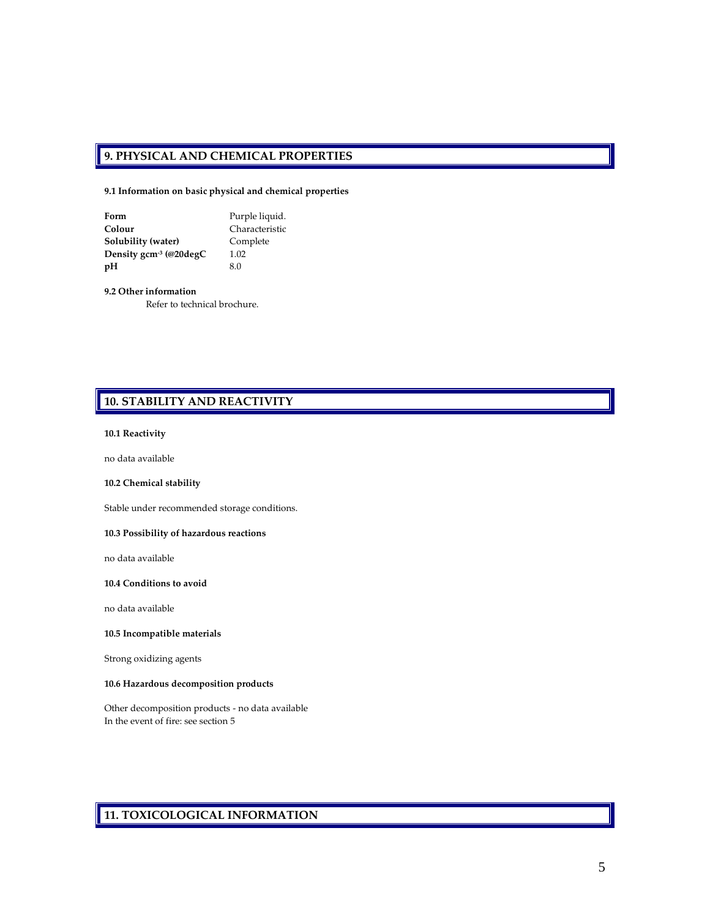## 9. PHYSICAL AND CHEMICAL PROPERTIES

**9.1 Information on basic physical and chemical properties**

| | |
|---|---|
| **Form** | Purple liquid. |
| **Colour** | Characteristic |
| **Solubility (water)** | Complete |
| **Density gcm$^{-3}$ (@20degC** | 1.02 |
| **pH** | 8.0 |

**9.2 Other information**

Refer to technical brochure.

## 10. STABILITY AND REACTIVITY

**10.1 Reactivity**

no data available

**10.2 Chemical stability**

Stable under recommended storage conditions.

**10.3 Possibility of hazardous reactions**

no data available

**10.4 Conditions to avoid**

no data available

**10.5 Incompatible materials**

Strong oxidizing agents

**10.6 Hazardous decomposition products**

Other decomposition products - no data available
In the event of fire: see section 5

## 11. TOXICOLOGICAL INFORMATION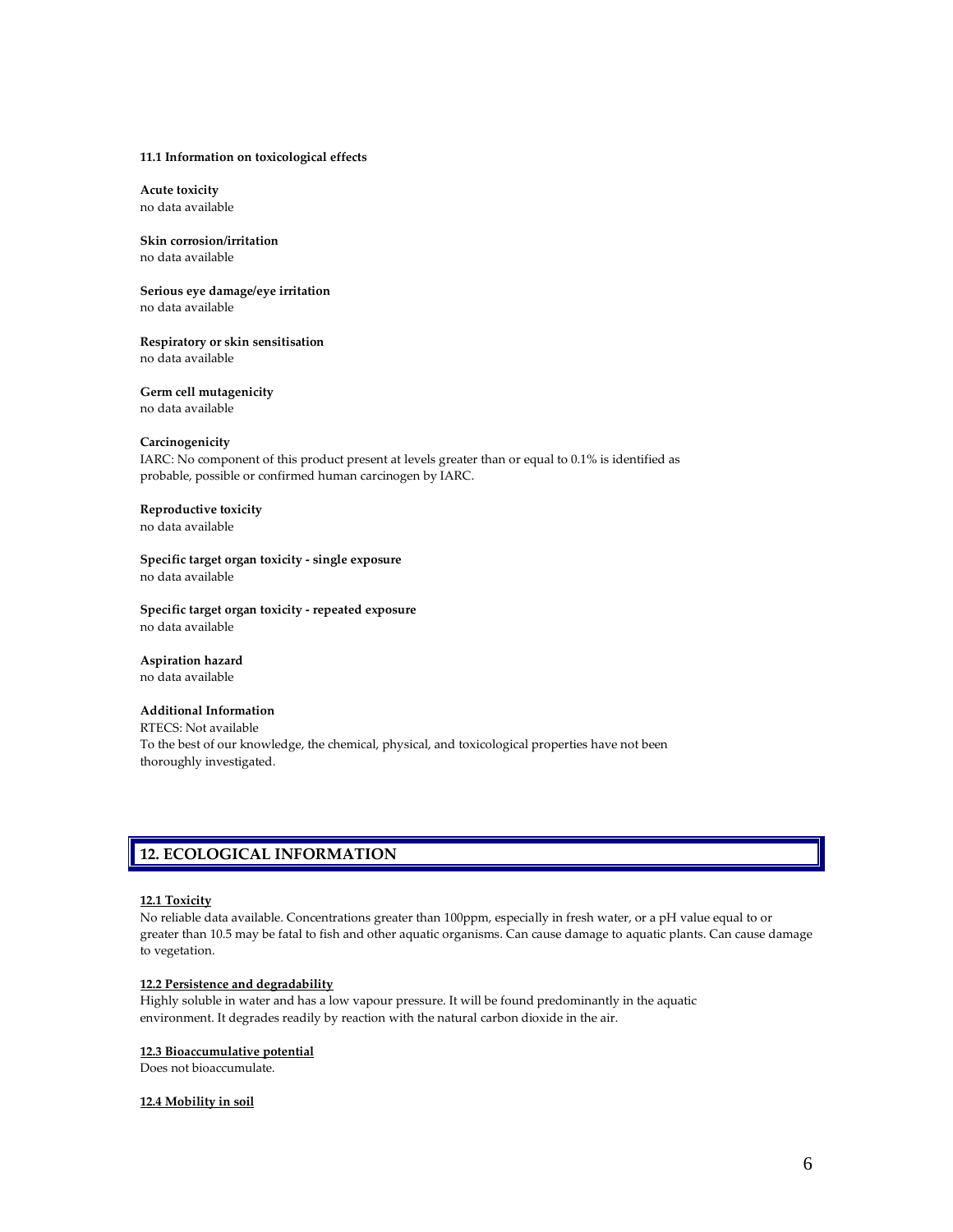### 11.1 Information on toxicological effects

**Acute toxicity**
no data available

**Skin corrosion/irritation**
no data available

**Serious eye damage/eye irritation**
no data available

**Respiratory or skin sensitisation**
no data available

**Germ cell mutagenicity**
no data available

**Carcinogenicity**
IARC: No component of this product present at levels greater than or equal to 0.1% is identified as probable, possible or confirmed human carcinogen by IARC.

**Reproductive toxicity**
no data available

**Specific target organ toxicity - single exposure**
no data available

**Specific target organ toxicity - repeated exposure**
no data available

**Aspiration hazard**
no data available

**Additional Information**
RTECS: Not available
To the best of our knowledge, the chemical, physical, and toxicological properties have not been thoroughly investigated.

## 12. ECOLOGICAL INFORMATION

### 12.1 Toxicity

No reliable data available. Concentrations greater than 100ppm, especially in fresh water, or a pH value equal to or greater than 10.5 may be fatal to fish and other aquatic organisms. Can cause damage to aquatic plants. Can cause damage to vegetation.

### 12.2 Persistence and degradability

Highly soluble in water and has a low vapour pressure. It will be found predominantly in the aquatic environment. It degrades readily by reaction with the natural carbon dioxide in the air.

### 12.3 Bioaccumulative potential

Does not bioaccumulate.

### 12.4 Mobility in soil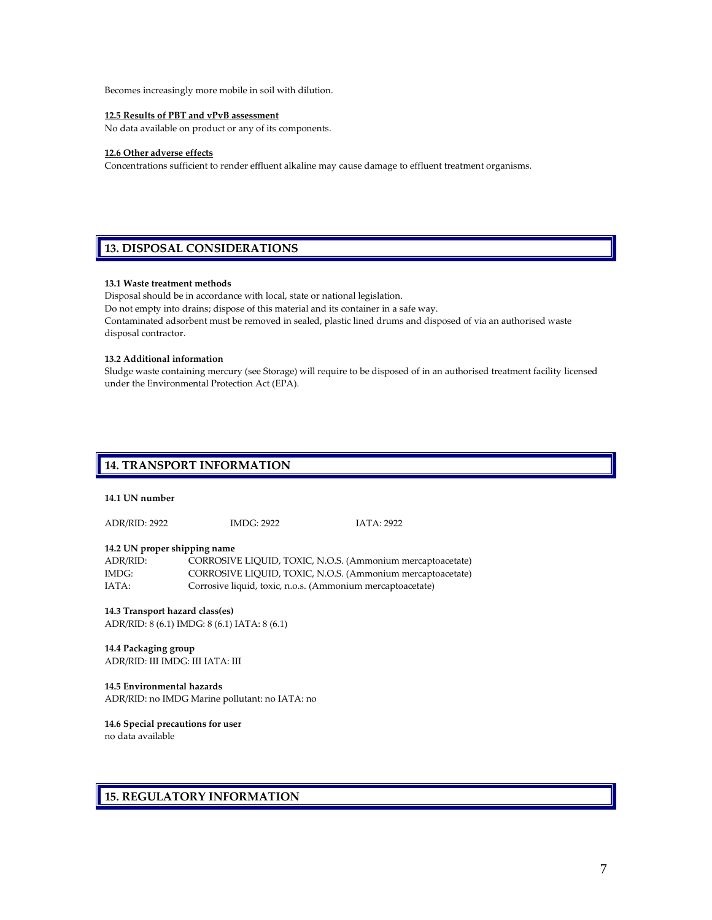Becomes increasingly more mobile in soil with dilution.

**12.5 Results of PBT and vPvB assessment**

No data available on product or any of its components.

**12.6 Other adverse effects**

Concentrations sufficient to render effluent alkaline may cause damage to effluent treatment organisms.

## 13. DISPOSAL CONSIDERATIONS

**13.1 Waste treatment methods**

Disposal should be in accordance with local, state or national legislation.
Do not empty into drains; dispose of this material and its container in a safe way.
Contaminated adsorbent must be removed in sealed, plastic lined drums and disposed of via an authorised waste disposal contractor.

**13.2 Additional information**

Sludge waste containing mercury (see Storage) will require to be disposed of in an authorised treatment facility licensed under the Environmental Protection Act (EPA).

## 14. TRANSPORT INFORMATION

**14.1 UN number**

ADR/RID: 2922 IMDG: 2922 IATA: 2922

**14.2 UN proper shipping name**

ADR/RID: CORROSIVE LIQUID, TOXIC, N.O.S. (Ammonium mercaptoacetate)
IMDG: CORROSIVE LIQUID, TOXIC, N.O.S. (Ammonium mercaptoacetate)
IATA: Corrosive liquid, toxic, n.o.s. (Ammonium mercaptoacetate)

**14.3 Transport hazard class(es)**

ADR/RID: 8 (6.1) IMDG: 8 (6.1) IATA: 8 (6.1)

**14.4 Packaging group**

ADR/RID: III IMDG: III IATA: III

**14.5 Environmental hazards**

ADR/RID: no IMDG Marine pollutant: no IATA: no

**14.6 Special precautions for user**

no data available

## 15. REGULATORY INFORMATION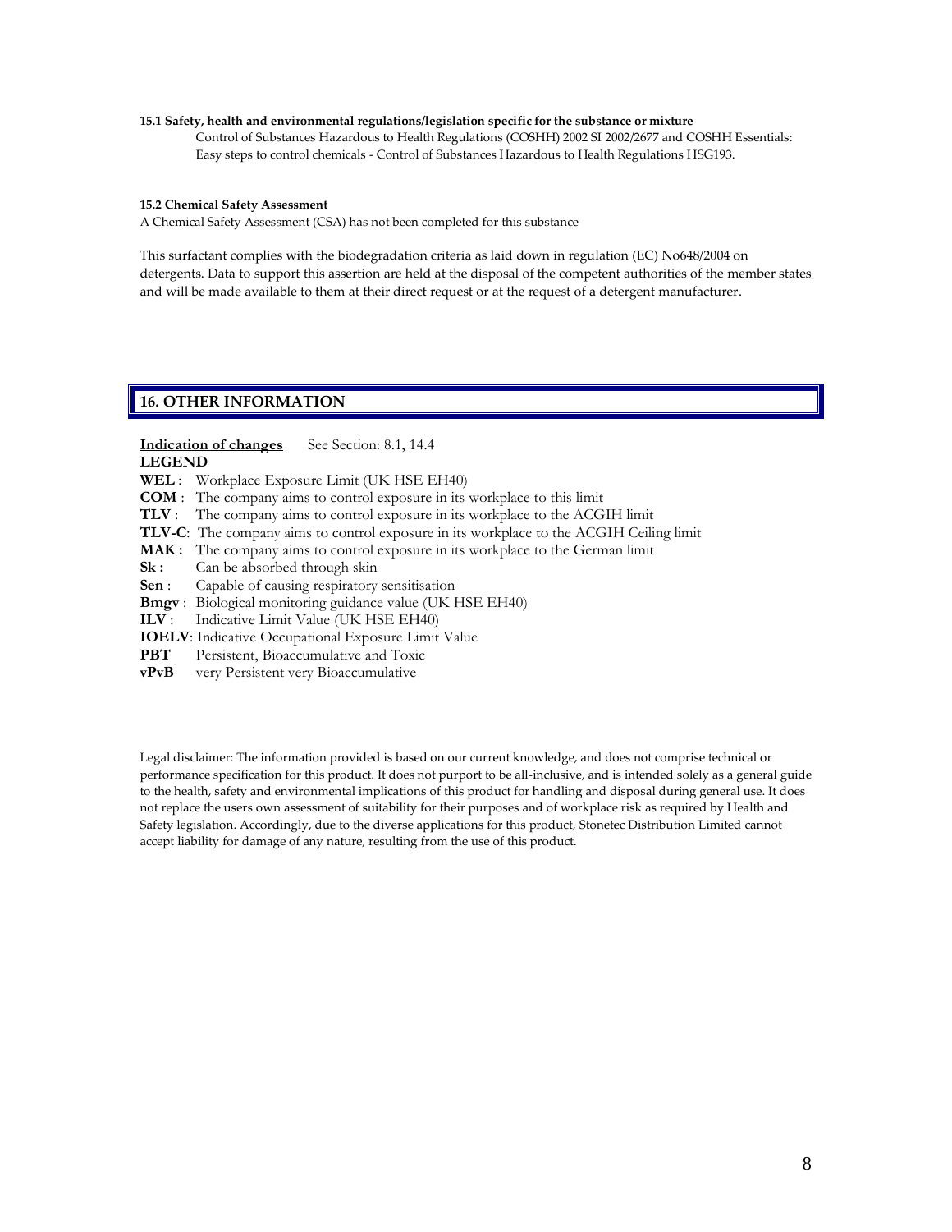**15.1 Safety, health and environmental regulations/legislation specific for the substance or mixture**

Control of Substances Hazardous to Health Regulations (COSHH) 2002 SI 2002/2677 and COSHH Essentials: Easy steps to control chemicals - Control of Substances Hazardous to Health Regulations HSG193.

**15.2 Chemical Safety Assessment**

A Chemical Safety Assessment (CSA) has not been completed for this substance

This surfactant complies with the biodegradation criteria as laid down in regulation (EC) No648/2004 on detergents. Data to support this assertion are held at the disposal of the competent authorities of the member states and will be made available to them at their direct request or at the request of a detergent manufacturer.

## 16. OTHER INFORMATION

**Indication of changes** See Section: 8.1, 14.4

**LEGEND**

**WEL** : Workplace Exposure Limit (UK HSE EH40)
**COM** : The company aims to control exposure in its workplace to this limit
**TLV** : The company aims to control exposure in its workplace to the ACGIH limit
**TLV-C**: The company aims to control exposure in its workplace to the ACGIH Ceiling limit
**MAK :** The company aims to control exposure in its workplace to the German limit
**Sk :** Can be absorbed through skin
**Sen** : Capable of causing respiratory sensitisation
**Bmgv** : Biological monitoring guidance value (UK HSE EH40)
**ILV** : Indicative Limit Value (UK HSE EH40)
**IOELV**: Indicative Occupational Exposure Limit Value
**PBT** Persistent, Bioaccumulative and Toxic
**vPvB** very Persistent very Bioaccumulative

Legal disclaimer: The information provided is based on our current knowledge, and does not comprise technical or performance specification for this product. It does not purport to be all-inclusive, and is intended solely as a general guide to the health, safety and environmental implications of this product for handling and disposal during general use. It does not replace the users own assessment of suitability for their purposes and of workplace risk as required by Health and Safety legislation. Accordingly, due to the diverse applications for this product, Stonetec Distribution Limited cannot accept liability for damage of any nature, resulting from the use of this product.